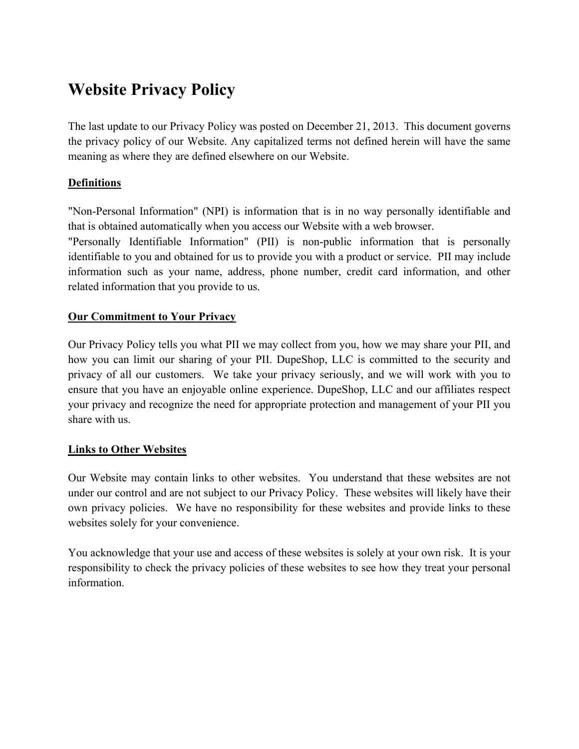# Website Privacy Policy

The last update to our Privacy Policy was posted on December 21, 2013. This document governs the privacy policy of our Website. Any capitalized terms not defined herein will have the same meaning as where they are defined elsewhere on our Website.

## Definitions

"Non-Personal Information" (NPI) is information that is in no way personally identifiable and that is obtained automatically when you access our Website with a web browser.
"Personally Identifiable Information" (PII) is non-public information that is personally identifiable to you and obtained for us to provide you with a product or service. PII may include information such as your name, address, phone number, credit card information, and other related information that you provide to us.

## Our Commitment to Your Privacy

Our Privacy Policy tells you what PII we may collect from you, how we may share your PII, and how you can limit our sharing of your PII. DupeShop, LLC is committed to the security and privacy of all our customers. We take your privacy seriously, and we will work with you to ensure that you have an enjoyable online experience. DupeShop, LLC and our affiliates respect your privacy and recognize the need for appropriate protection and management of your PII you share with us.

## Links to Other Websites

Our Website may contain links to other websites. You understand that these websites are not under our control and are not subject to our Privacy Policy. These websites will likely have their own privacy policies. We have no responsibility for these websites and provide links to these websites solely for your convenience.

You acknowledge that your use and access of these websites is solely at your own risk. It is your responsibility to check the privacy policies of these websites to see how they treat your personal information.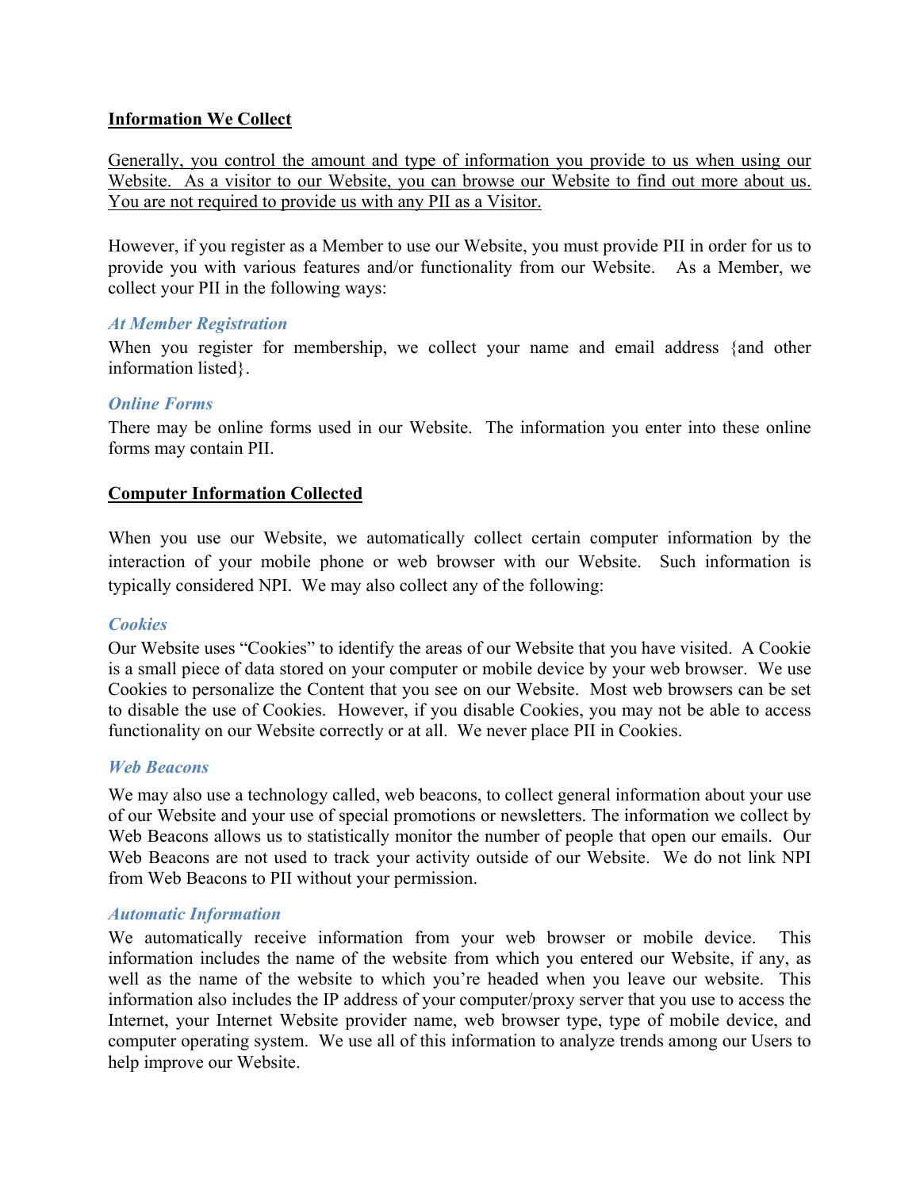## Information We Collect

Generally, you control the amount and type of information you provide to us when using our Website. As a visitor to our Website, you can browse our Website to find out more about us. You are not required to provide us with any PII as a Visitor.

However, if you register as a Member to use our Website, you must provide PII in order for us to provide you with various features and/or functionality from our Website. As a Member, we collect your PII in the following ways:

### *At Member Registration*

When you register for membership, we collect your name and email address {and other information listed}.

### *Online Forms*

There may be online forms used in our Website. The information you enter into these online forms may contain PII.

## Computer Information Collected

When you use our Website, we automatically collect certain computer information by the interaction of your mobile phone or web browser with our Website. Such information is typically considered NPI. We may also collect any of the following:

### *Cookies*

Our Website uses "Cookies" to identify the areas of our Website that you have visited. A Cookie is a small piece of data stored on your computer or mobile device by your web browser. We use Cookies to personalize the Content that you see on our Website. Most web browsers can be set to disable the use of Cookies. However, if you disable Cookies, you may not be able to access functionality on our Website correctly or at all. We never place PII in Cookies.

### *Web Beacons*

We may also use a technology called, web beacons, to collect general information about your use of our Website and your use of special promotions or newsletters. The information we collect by Web Beacons allows us to statistically monitor the number of people that open our emails. Our Web Beacons are not used to track your activity outside of our Website. We do not link NPI from Web Beacons to PII without your permission.

### *Automatic Information*

We automatically receive information from your web browser or mobile device. This information includes the name of the website from which you entered our Website, if any, as well as the name of the website to which you're headed when you leave our website. This information also includes the IP address of your computer/proxy server that you use to access the Internet, your Internet Website provider name, web browser type, type of mobile device, and computer operating system. We use all of this information to analyze trends among our Users to help improve our Website.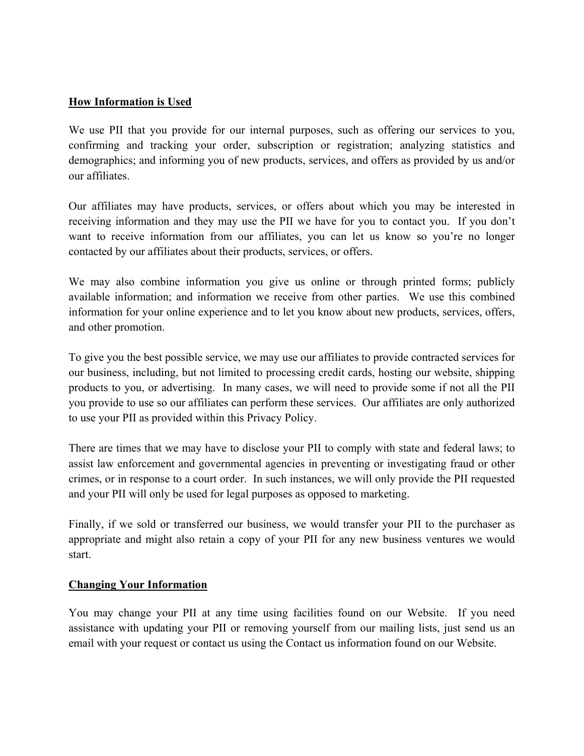## How Information is Used

We use PII that you provide for our internal purposes, such as offering our services to you, confirming and tracking your order, subscription or registration; analyzing statistics and demographics; and informing you of new products, services, and offers as provided by us and/or our affiliates.

Our affiliates may have products, services, or offers about which you may be interested in receiving information and they may use the PII we have for you to contact you. If you don't want to receive information from our affiliates, you can let us know so you're no longer contacted by our affiliates about their products, services, or offers.

We may also combine information you give us online or through printed forms; publicly available information; and information we receive from other parties. We use this combined information for your online experience and to let you know about new products, services, offers, and other promotion.

To give you the best possible service, we may use our affiliates to provide contracted services for our business, including, but not limited to processing credit cards, hosting our website, shipping products to you, or advertising. In many cases, we will need to provide some if not all the PII you provide to use so our affiliates can perform these services. Our affiliates are only authorized to use your PII as provided within this Privacy Policy.

There are times that we may have to disclose your PII to comply with state and federal laws; to assist law enforcement and governmental agencies in preventing or investigating fraud or other crimes, or in response to a court order. In such instances, we will only provide the PII requested and your PII will only be used for legal purposes as opposed to marketing.

Finally, if we sold or transferred our business, we would transfer your PII to the purchaser as appropriate and might also retain a copy of your PII for any new business ventures we would start.

## Changing Your Information

You may change your PII at any time using facilities found on our Website. If you need assistance with updating your PII or removing yourself from our mailing lists, just send us an email with your request or contact us using the Contact us information found on our Website.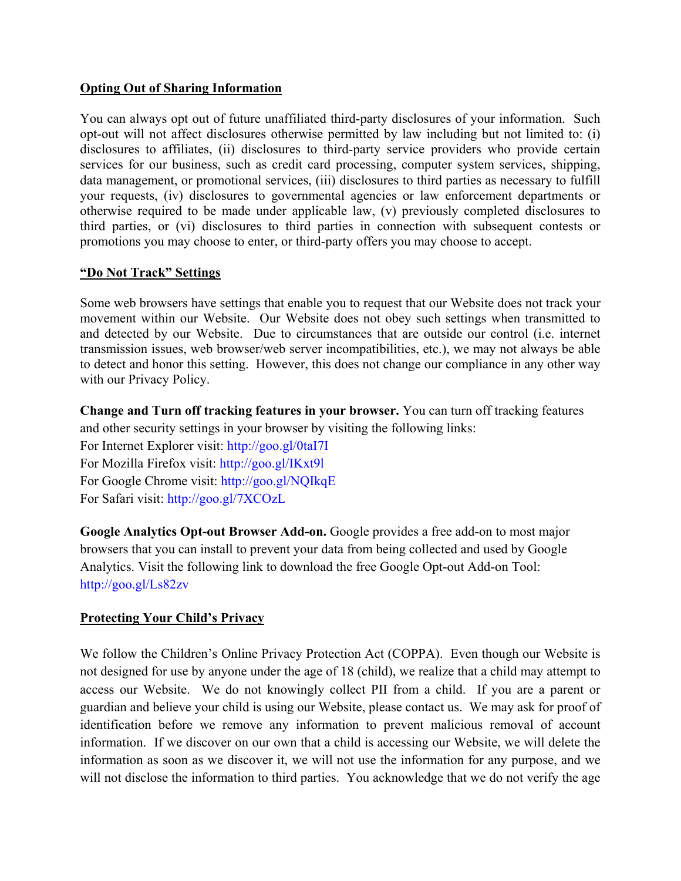**Opting Out of Sharing Information**

You can always opt out of future unaffiliated third-party disclosures of your information. Such opt-out will not affect disclosures otherwise permitted by law including but not limited to: (i) disclosures to affiliates, (ii) disclosures to third-party service providers who provide certain services for our business, such as credit card processing, computer system services, shipping, data management, or promotional services, (iii) disclosures to third parties as necessary to fulfill your requests, (iv) disclosures to governmental agencies or law enforcement departments or otherwise required to be made under applicable law, (v) previously completed disclosures to third parties, or (vi) disclosures to third parties in connection with subsequent contests or promotions you may choose to enter, or third-party offers you may choose to accept.

**"Do Not Track" Settings**

Some web browsers have settings that enable you to request that our Website does not track your movement within our Website. Our Website does not obey such settings when transmitted to and detected by our Website. Due to circumstances that are outside our control (i.e. internet transmission issues, web browser/web server incompatibilities, etc.), we may not always be able to detect and honor this setting. However, this does not change our compliance in any other way with our Privacy Policy.

**Change and Turn off tracking features in your browser.** You can turn off tracking features and other security settings in your browser by visiting the following links:
For Internet Explorer visit: http://goo.gl/0taI7I
For Mozilla Firefox visit: http://goo.gl/IKxt9l
For Google Chrome visit: http://goo.gl/NQIkqE
For Safari visit: http://goo.gl/7XCOzL

**Google Analytics Opt-out Browser Add-on.** Google provides a free add-on to most major browsers that you can install to prevent your data from being collected and used by Google Analytics. Visit the following link to download the free Google Opt-out Add-on Tool: http://goo.gl/Ls82zv

**Protecting Your Child's Privacy**

We follow the Children's Online Privacy Protection Act (COPPA). Even though our Website is not designed for use by anyone under the age of 18 (child), we realize that a child may attempt to access our Website. We do not knowingly collect PII from a child. If you are a parent or guardian and believe your child is using our Website, please contact us. We may ask for proof of identification before we remove any information to prevent malicious removal of account information. If we discover on our own that a child is accessing our Website, we will delete the information as soon as we discover it, we will not use the information for any purpose, and we will not disclose the information to third parties. You acknowledge that we do not verify the age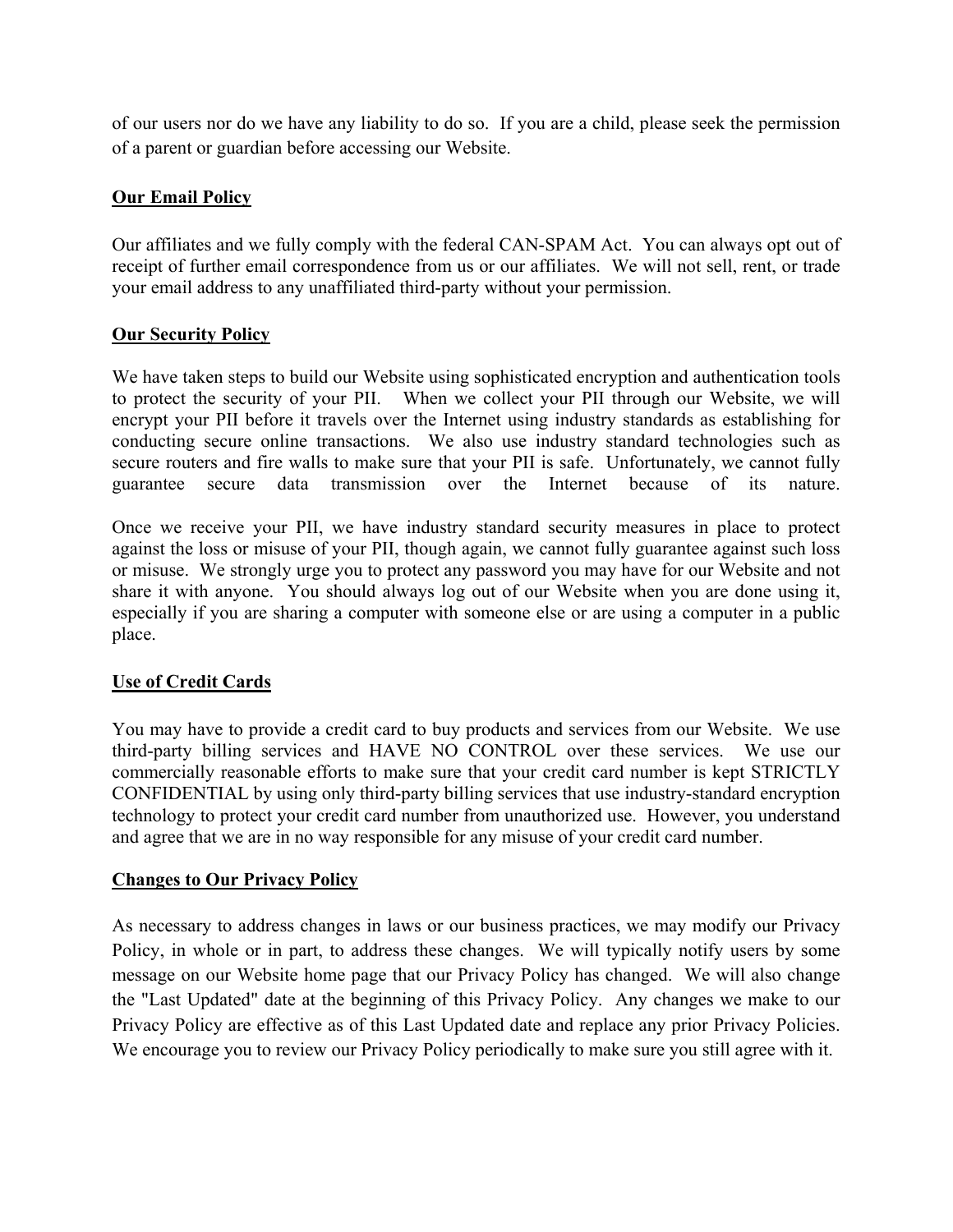of our users nor do we have any liability to do so. If you are a child, please seek the permission of a parent or guardian before accessing our Website.

## Our Email Policy

Our affiliates and we fully comply with the federal CAN-SPAM Act. You can always opt out of receipt of further email correspondence from us or our affiliates. We will not sell, rent, or trade your email address to any unaffiliated third-party without your permission.

## Our Security Policy

We have taken steps to build our Website using sophisticated encryption and authentication tools to protect the security of your PII. When we collect your PII through our Website, we will encrypt your PII before it travels over the Internet using industry standards as establishing for conducting secure online transactions. We also use industry standard technologies such as secure routers and fire walls to make sure that your PII is safe. Unfortunately, we cannot fully guarantee secure data transmission over the Internet because of its nature.

Once we receive your PII, we have industry standard security measures in place to protect against the loss or misuse of your PII, though again, we cannot fully guarantee against such loss or misuse. We strongly urge you to protect any password you may have for our Website and not share it with anyone. You should always log out of our Website when you are done using it, especially if you are sharing a computer with someone else or are using a computer in a public place.

## Use of Credit Cards

You may have to provide a credit card to buy products and services from our Website. We use third-party billing services and HAVE NO CONTROL over these services. We use our commercially reasonable efforts to make sure that your credit card number is kept STRICTLY CONFIDENTIAL by using only third-party billing services that use industry-standard encryption technology to protect your credit card number from unauthorized use. However, you understand and agree that we are in no way responsible for any misuse of your credit card number.

## Changes to Our Privacy Policy

As necessary to address changes in laws or our business practices, we may modify our Privacy Policy, in whole or in part, to address these changes. We will typically notify users by some message on our Website home page that our Privacy Policy has changed. We will also change the "Last Updated" date at the beginning of this Privacy Policy. Any changes we make to our Privacy Policy are effective as of this Last Updated date and replace any prior Privacy Policies. We encourage you to review our Privacy Policy periodically to make sure you still agree with it.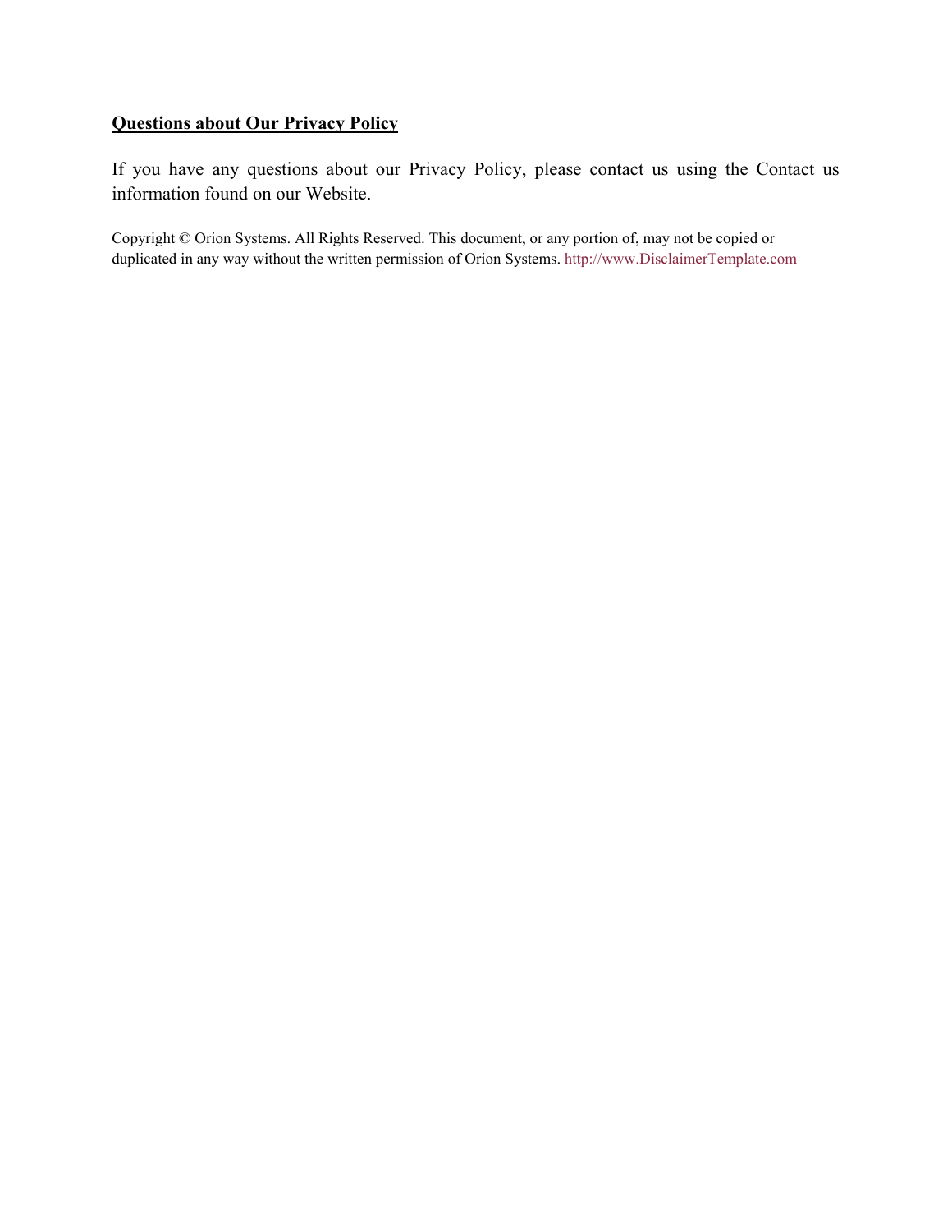## **Questions about Our Privacy Policy**

If you have any questions about our Privacy Policy, please contact us using the Contact us information found on our Website.

Copyright © Orion Systems. All Rights Reserved. This document, or any portion of, may not be copied or duplicated in any way without the written permission of Orion Systems. http://www.DisclaimerTemplate.com